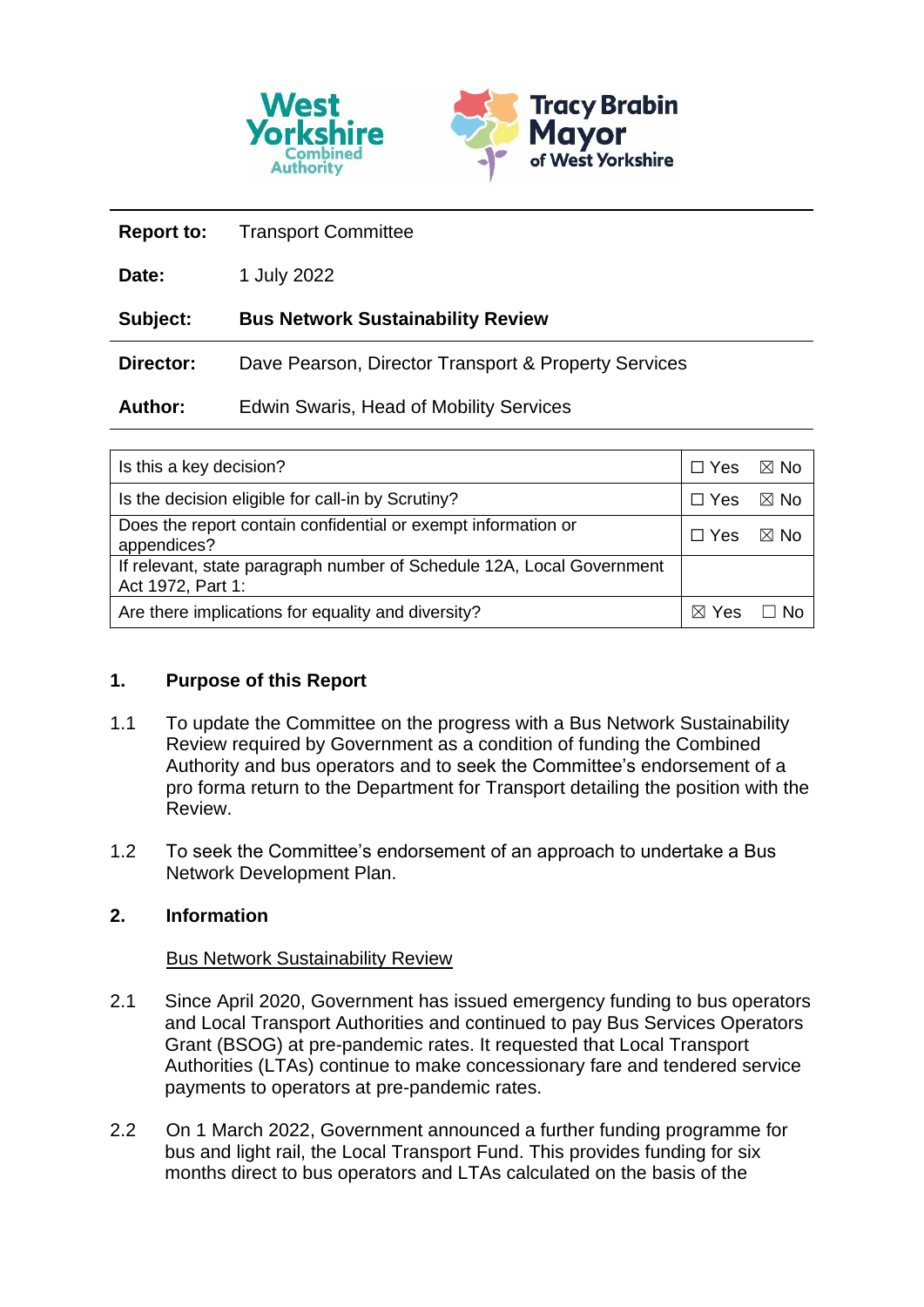West Yorkshire Combined Authority

Tracy Brabin Mayor of West Yorkshire

| | |
|---|---|
| **Report to:** | Transport Committee |
| **Date:** | 1 July 2022 |
| **Subject:** | **Bus Network Sustainability Review** |
| **Director:** | Dave Pearson, Director Transport & Property Services |
| **Author:** | Edwin Swaris, Head of Mobility Services |

| | |
|---|---|
| Is this a key decision? | ☐ Yes ☒ No |
| Is the decision eligible for call-in by Scrutiny? | ☐ Yes ☒ No |
| Does the report contain confidential or exempt information or appendices? | ☐ Yes ☒ No |
| If relevant, state paragraph number of Schedule 12A, Local Government Act 1972, Part 1: | |
| Are there implications for equality and diversity? | ☒ Yes ☐ No |

## 1. Purpose of this Report

1.1 To update the Committee on the progress with a Bus Network Sustainability Review required by Government as a condition of funding the Combined Authority and bus operators and to seek the Committee's endorsement of a pro forma return to the Department for Transport detailing the position with the Review.

1.2 To seek the Committee's endorsement of an approach to undertake a Bus Network Development Plan.

## 2. Information

<u>Bus Network Sustainability Review</u>

2.1 Since April 2020, Government has issued emergency funding to bus operators and Local Transport Authorities and continued to pay Bus Services Operators Grant (BSOG) at pre-pandemic rates. It requested that Local Transport Authorities (LTAs) continue to make concessionary fare and tendered service payments to operators at pre-pandemic rates.

2.2 On 1 March 2022, Government announced a further funding programme for bus and light rail, the Local Transport Fund. This provides funding for six months direct to bus operators and LTAs calculated on the basis of the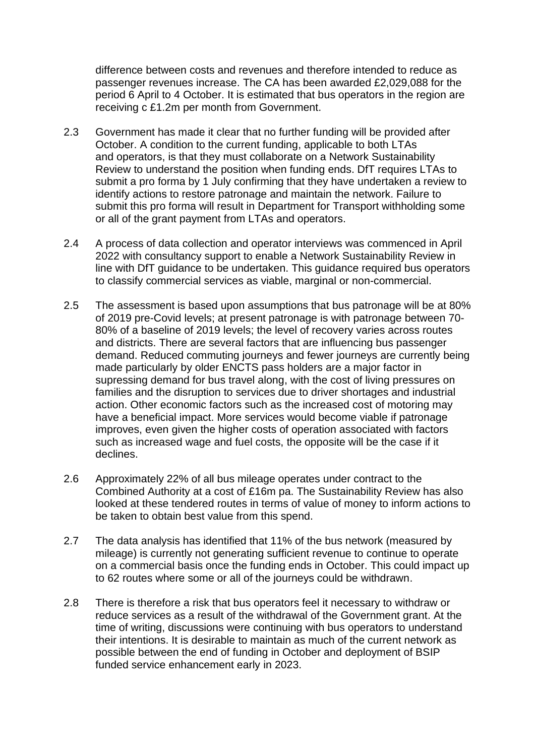difference between costs and revenues and therefore intended to reduce as passenger revenues increase. The CA has been awarded £2,029,088 for the period 6 April to 4 October. It is estimated that bus operators in the region are receiving c £1.2m per month from Government.

2.3 Government has made it clear that no further funding will be provided after October. A condition to the current funding, applicable to both LTAs and operators, is that they must collaborate on a Network Sustainability Review to understand the position when funding ends. DfT requires LTAs to submit a pro forma by 1 July confirming that they have undertaken a review to identify actions to restore patronage and maintain the network. Failure to submit this pro forma will result in Department for Transport withholding some or all of the grant payment from LTAs and operators.

2.4 A process of data collection and operator interviews was commenced in April 2022 with consultancy support to enable a Network Sustainability Review in line with DfT guidance to be undertaken. This guidance required bus operators to classify commercial services as viable, marginal or non-commercial.

2.5 The assessment is based upon assumptions that bus patronage will be at 80% of 2019 pre-Covid levels; at present patronage is with patronage between 70-80% of a baseline of 2019 levels; the level of recovery varies across routes and districts. There are several factors that are influencing bus passenger demand. Reduced commuting journeys and fewer journeys are currently being made particularly by older ENCTS pass holders are a major factor in supressing demand for bus travel along, with the cost of living pressures on families and the disruption to services due to driver shortages and industrial action. Other economic factors such as the increased cost of motoring may have a beneficial impact. More services would become viable if patronage improves, even given the higher costs of operation associated with factors such as increased wage and fuel costs, the opposite will be the case if it declines.

2.6 Approximately 22% of all bus mileage operates under contract to the Combined Authority at a cost of £16m pa. The Sustainability Review has also looked at these tendered routes in terms of value of money to inform actions to be taken to obtain best value from this spend.

2.7 The data analysis has identified that 11% of the bus network (measured by mileage) is currently not generating sufficient revenue to continue to operate on a commercial basis once the funding ends in October. This could impact up to 62 routes where some or all of the journeys could be withdrawn.

2.8 There is therefore a risk that bus operators feel it necessary to withdraw or reduce services as a result of the withdrawal of the Government grant. At the time of writing, discussions were continuing with bus operators to understand their intentions. It is desirable to maintain as much of the current network as possible between the end of funding in October and deployment of BSIP funded service enhancement early in 2023.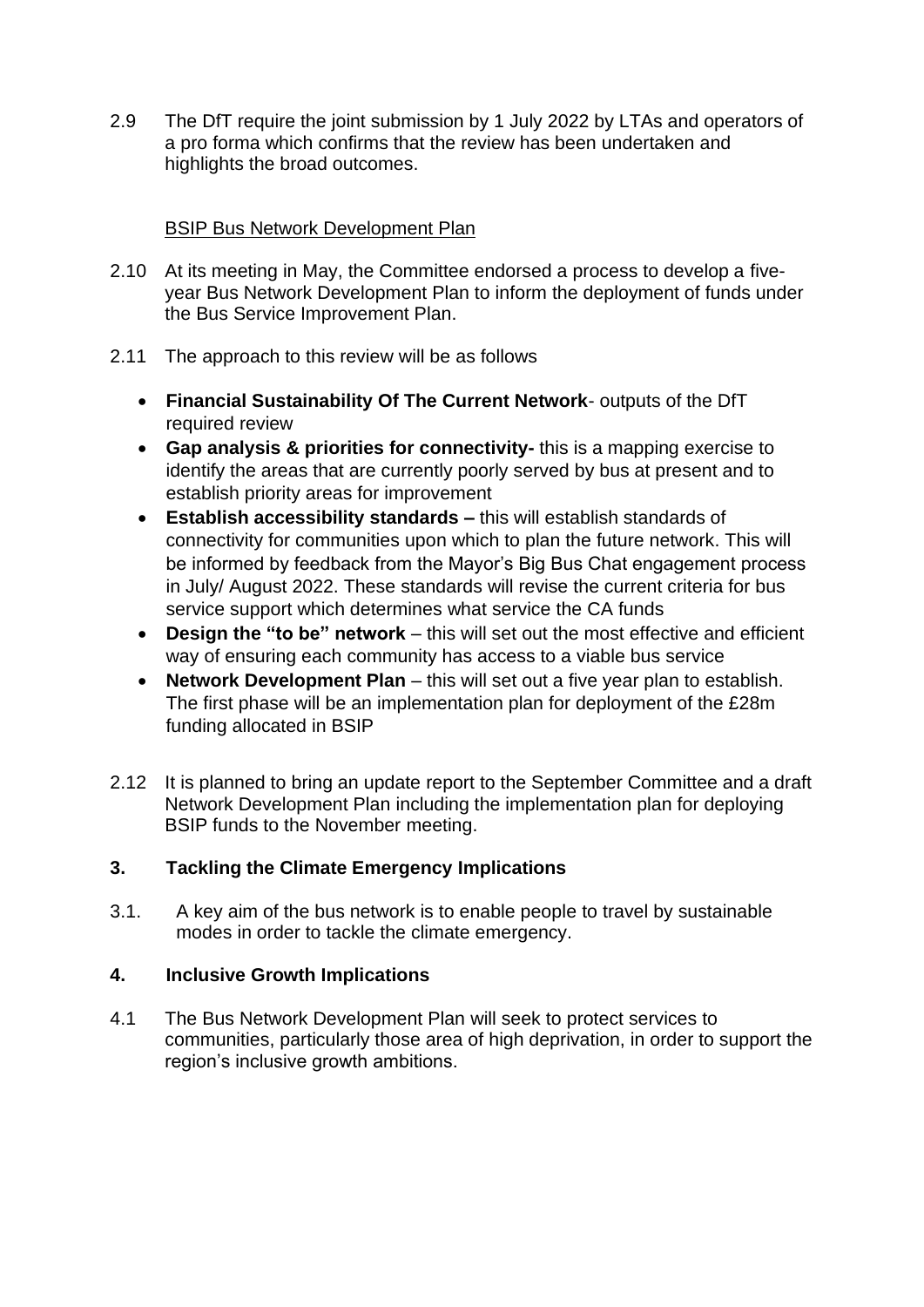2.9 The DfT require the joint submission by 1 July 2022 by LTAs and operators of a pro forma which confirms that the review has been undertaken and highlights the broad outcomes.

BSIP Bus Network Development Plan

2.10 At its meeting in May, the Committee endorsed a process to develop a five-year Bus Network Development Plan to inform the deployment of funds under the Bus Service Improvement Plan.

2.11 The approach to this review will be as follows

- **Financial Sustainability Of The Current Network**- outputs of the DfT required review
- **Gap analysis & priorities for connectivity-** this is a mapping exercise to identify the areas that are currently poorly served by bus at present and to establish priority areas for improvement
- **Establish accessibility standards –** this will establish standards of connectivity for communities upon which to plan the future network. This will be informed by feedback from the Mayor's Big Bus Chat engagement process in July/ August 2022. These standards will revise the current criteria for bus service support which determines what service the CA funds
- **Design the "to be" network** – this will set out the most effective and efficient way of ensuring each community has access to a viable bus service
- **Network Development Plan** – this will set out a five year plan to establish. The first phase will be an implementation plan for deployment of the £28m funding allocated in BSIP

2.12 It is planned to bring an update report to the September Committee and a draft Network Development Plan including the implementation plan for deploying BSIP funds to the November meeting.

## 3. Tackling the Climate Emergency Implications

3.1. A key aim of the bus network is to enable people to travel by sustainable modes in order to tackle the climate emergency.

## 4. Inclusive Growth Implications

4.1 The Bus Network Development Plan will seek to protect services to communities, particularly those area of high deprivation, in order to support the region's inclusive growth ambitions.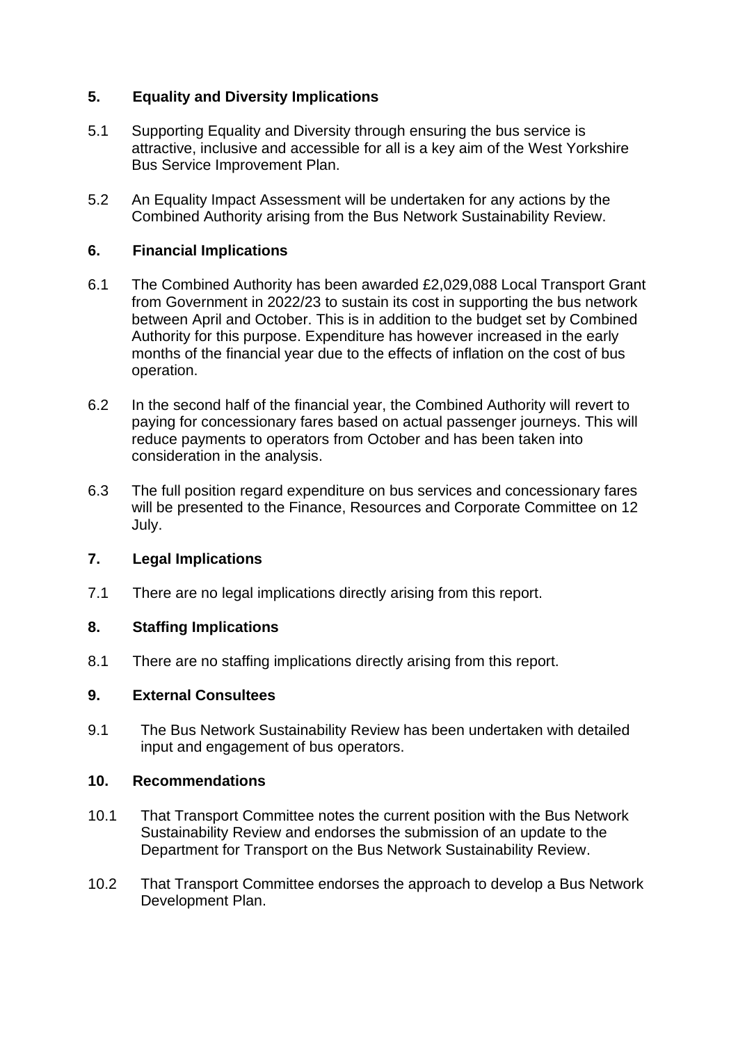## 5. Equality and Diversity Implications

5.1 Supporting Equality and Diversity through ensuring the bus service is attractive, inclusive and accessible for all is a key aim of the West Yorkshire Bus Service Improvement Plan.

5.2 An Equality Impact Assessment will be undertaken for any actions by the Combined Authority arising from the Bus Network Sustainability Review.

## 6. Financial Implications

6.1 The Combined Authority has been awarded £2,029,088 Local Transport Grant from Government in 2022/23 to sustain its cost in supporting the bus network between April and October. This is in addition to the budget set by Combined Authority for this purpose. Expenditure has however increased in the early months of the financial year due to the effects of inflation on the cost of bus operation.

6.2 In the second half of the financial year, the Combined Authority will revert to paying for concessionary fares based on actual passenger journeys. This will reduce payments to operators from October and has been taken into consideration in the analysis.

6.3 The full position regard expenditure on bus services and concessionary fares will be presented to the Finance, Resources and Corporate Committee on 12 July.

## 7. Legal Implications

7.1 There are no legal implications directly arising from this report.

## 8. Staffing Implications

8.1 There are no staffing implications directly arising from this report.

## 9. External Consultees

9.1 The Bus Network Sustainability Review has been undertaken with detailed input and engagement of bus operators.

## 10. Recommendations

10.1 That Transport Committee notes the current position with the Bus Network Sustainability Review and endorses the submission of an update to the Department for Transport on the Bus Network Sustainability Review.

10.2 That Transport Committee endorses the approach to develop a Bus Network Development Plan.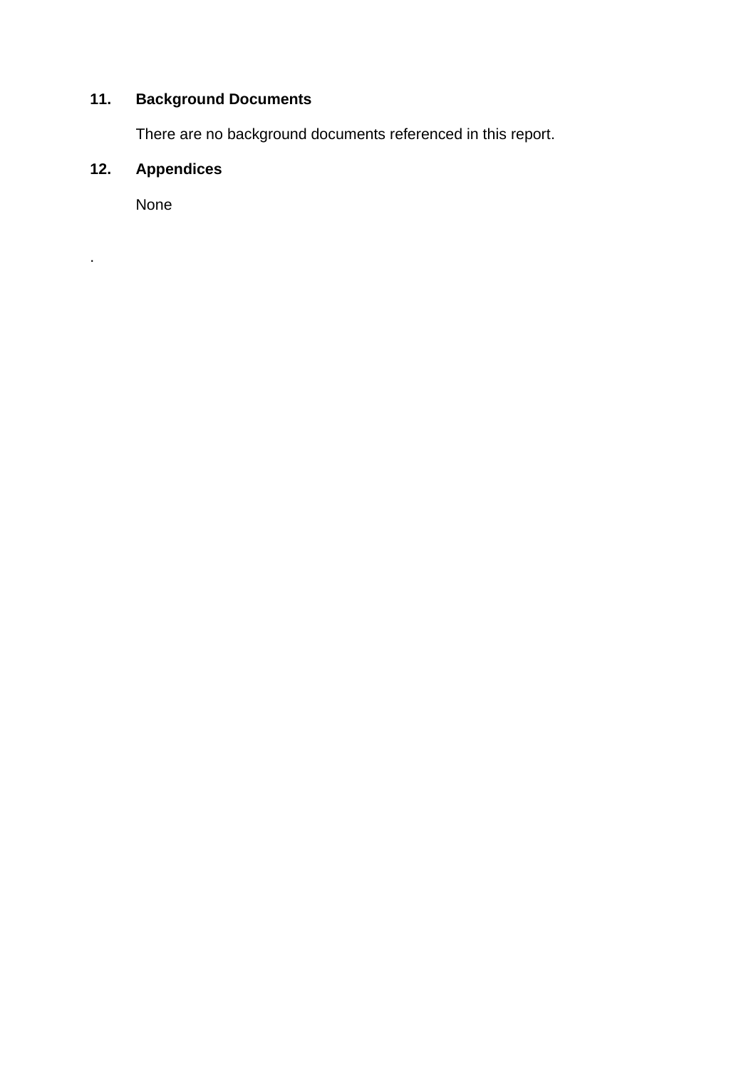## 11. Background Documents

There are no background documents referenced in this report.

## 12. Appendices

None

.